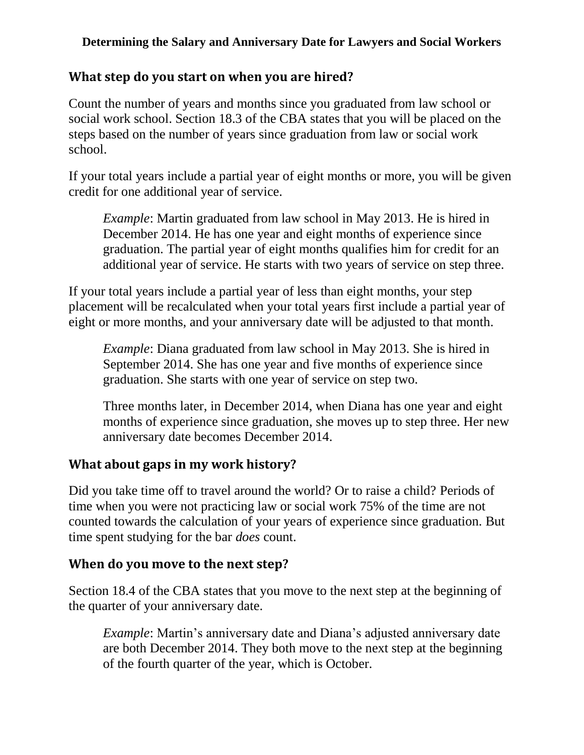**Determining the Salary and Anniversary Date for Lawyers and Social Workers**

## What step do you start on when you are hired?

Count the number of years and months since you graduated from law school or social work school. Section 18.3 of the CBA states that you will be placed on the steps based on the number of years since graduation from law or social work school.

If your total years include a partial year of eight months or more, you will be given credit for one additional year of service.

> *Example*: Martin graduated from law school in May 2013. He is hired in December 2014. He has one year and eight months of experience since graduation. The partial year of eight months qualifies him for credit for an additional year of service. He starts with two years of service on step three.

If your total years include a partial year of less than eight months, your step placement will be recalculated when your total years first include a partial year of eight or more months, and your anniversary date will be adjusted to that month.

> *Example*: Diana graduated from law school in May 2013. She is hired in September 2014. She has one year and five months of experience since graduation. She starts with one year of service on step two.
>
> Three months later, in December 2014, when Diana has one year and eight months of experience since graduation, she moves up to step three. Her new anniversary date becomes December 2014.

## What about gaps in my work history?

Did you take time off to travel around the world? Or to raise a child? Periods of time when you were not practicing law or social work 75% of the time are not counted towards the calculation of your years of experience since graduation. But time spent studying for the bar *does* count.

## When do you move to the next step?

Section 18.4 of the CBA states that you move to the next step at the beginning of the quarter of your anniversary date.

> *Example*: Martin's anniversary date and Diana's adjusted anniversary date are both December 2014. They both move to the next step at the beginning of the fourth quarter of the year, which is October.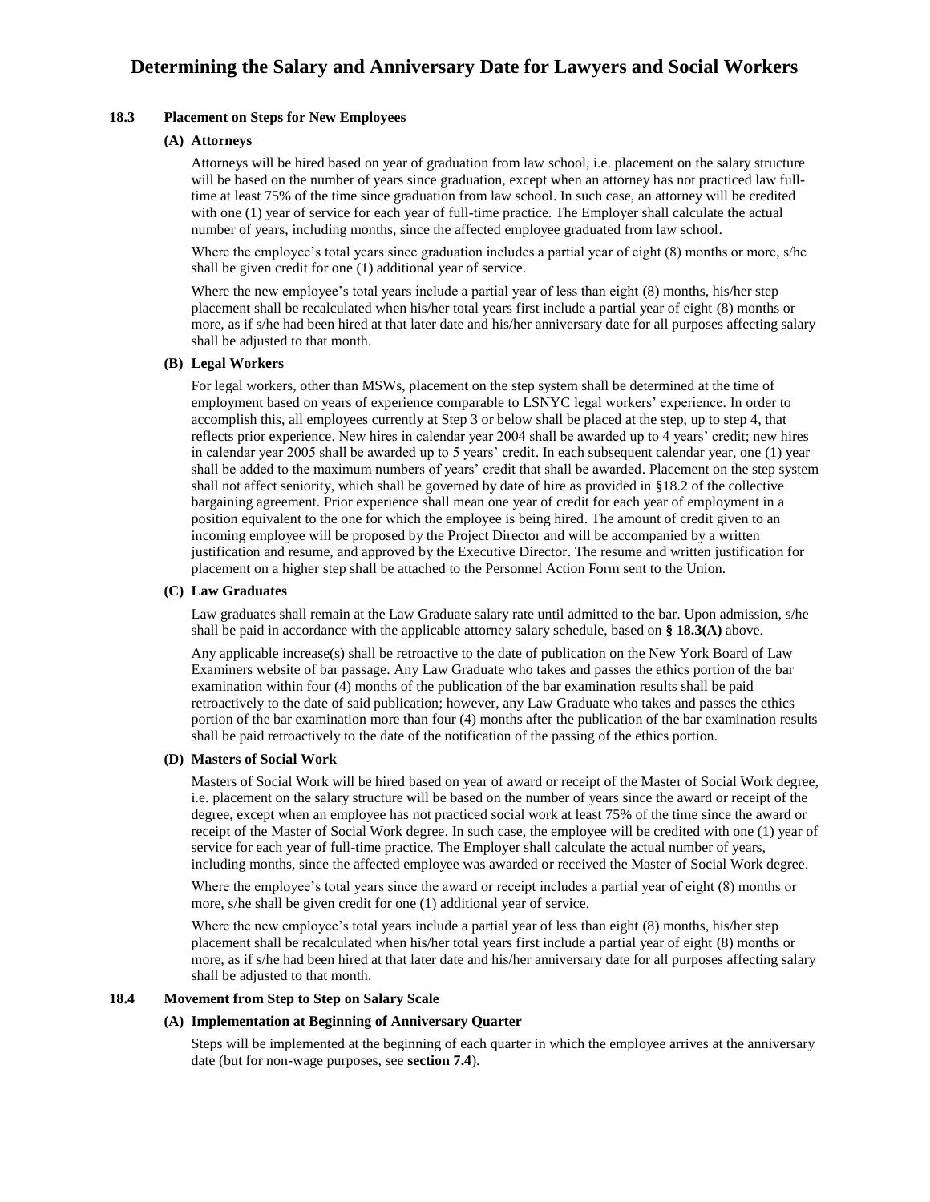# Determining the Salary and Anniversary Date for Lawyers and Social Workers

**18.3 Placement on Steps for New Employees**

**(A) Attorneys**

Attorneys will be hired based on year of graduation from law school, i.e. placement on the salary structure will be based on the number of years since graduation, except when an attorney has not practiced law full-time at least 75% of the time since graduation from law school. In such case, an attorney will be credited with one (1) year of service for each year of full-time practice. The Employer shall calculate the actual number of years, including months, since the affected employee graduated from law school.

Where the employee's total years since graduation includes a partial year of eight (8) months or more, s/he shall be given credit for one (1) additional year of service.

Where the new employee's total years include a partial year of less than eight (8) months, his/her step placement shall be recalculated when his/her total years first include a partial year of eight (8) months or more, as if s/he had been hired at that later date and his/her anniversary date for all purposes affecting salary shall be adjusted to that month.

**(B) Legal Workers**

For legal workers, other than MSWs, placement on the step system shall be determined at the time of employment based on years of experience comparable to LSNYC legal workers' experience. In order to accomplish this, all employees currently at Step 3 or below shall be placed at the step, up to step 4, that reflects prior experience. New hires in calendar year 2004 shall be awarded up to 4 years' credit; new hires in calendar year 2005 shall be awarded up to 5 years' credit. In each subsequent calendar year, one (1) year shall be added to the maximum numbers of years' credit that shall be awarded. Placement on the step system shall not affect seniority, which shall be governed by date of hire as provided in §18.2 of the collective bargaining agreement. Prior experience shall mean one year of credit for each year of employment in a position equivalent to the one for which the employee is being hired. The amount of credit given to an incoming employee will be proposed by the Project Director and will be accompanied by a written justification and resume, and approved by the Executive Director. The resume and written justification for placement on a higher step shall be attached to the Personnel Action Form sent to the Union.

**(C) Law Graduates**

Law graduates shall remain at the Law Graduate salary rate until admitted to the bar. Upon admission, s/he shall be paid in accordance with the applicable attorney salary schedule, based on **§ 18.3(A)** above.

Any applicable increase(s) shall be retroactive to the date of publication on the New York Board of Law Examiners website of bar passage. Any Law Graduate who takes and passes the ethics portion of the bar examination within four (4) months of the publication of the bar examination results shall be paid retroactively to the date of said publication; however, any Law Graduate who takes and passes the ethics portion of the bar examination more than four (4) months after the publication of the bar examination results shall be paid retroactively to the date of the notification of the passing of the ethics portion.

**(D) Masters of Social Work**

Masters of Social Work will be hired based on year of award or receipt of the Master of Social Work degree, i.e. placement on the salary structure will be based on the number of years since the award or receipt of the degree, except when an employee has not practiced social work at least 75% of the time since the award or receipt of the Master of Social Work degree. In such case, the employee will be credited with one (1) year of service for each year of full-time practice. The Employer shall calculate the actual number of years, including months, since the affected employee was awarded or received the Master of Social Work degree.

Where the employee's total years since the award or receipt includes a partial year of eight (8) months or more, s/he shall be given credit for one (1) additional year of service.

Where the new employee's total years include a partial year of less than eight (8) months, his/her step placement shall be recalculated when his/her total years first include a partial year of eight (8) months or more, as if s/he had been hired at that later date and his/her anniversary date for all purposes affecting salary shall be adjusted to that month.

**18.4 Movement from Step to Step on Salary Scale**

**(A) Implementation at Beginning of Anniversary Quarter**

Steps will be implemented at the beginning of each quarter in which the employee arrives at the anniversary date (but for non-wage purposes, see **section 7.4**).